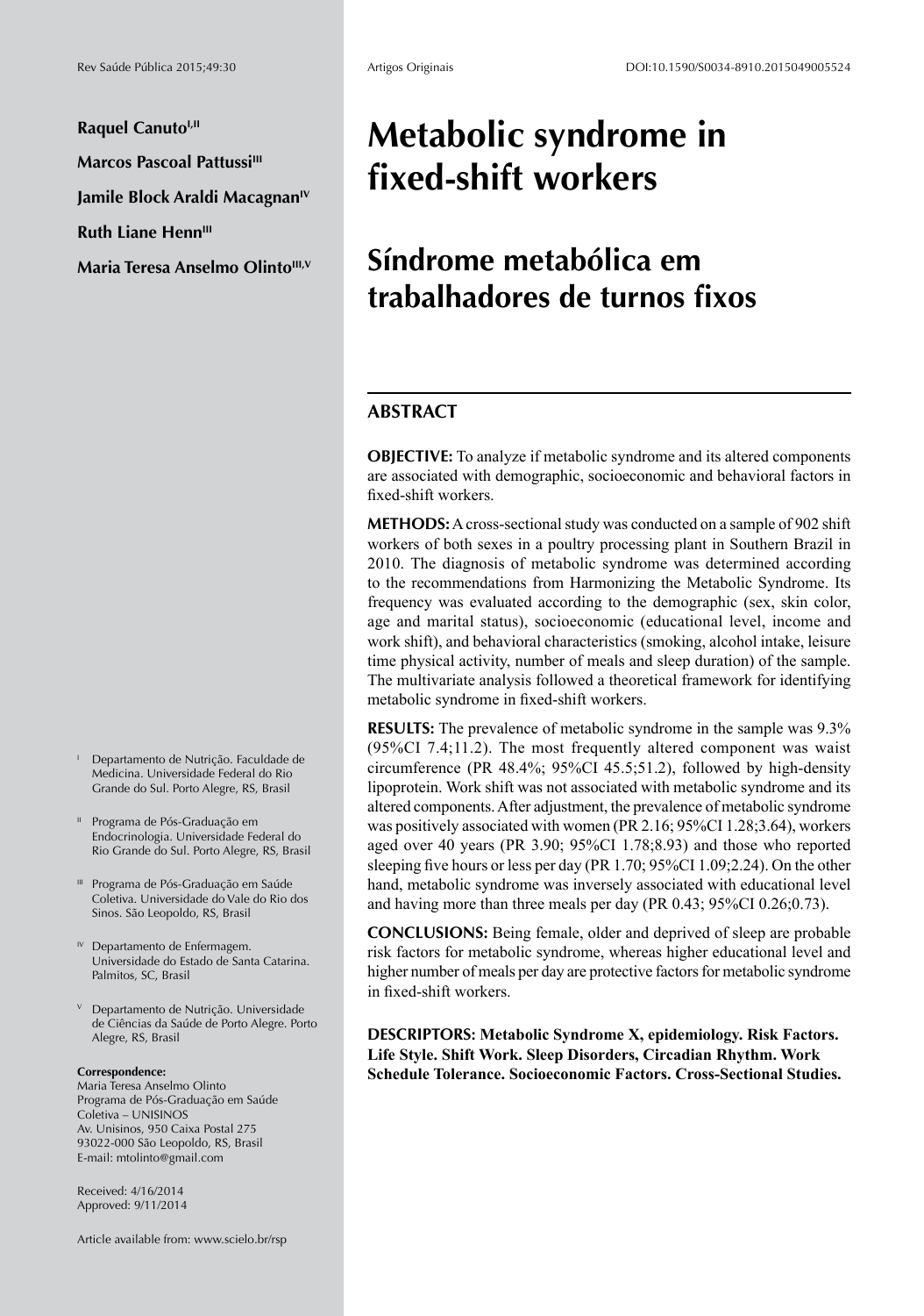**Raquel Canuto**[I,II]

**Marcos Pascoal Pattussi**[III]

**Jamile Block Araldi Macagnan**[IV]

**Ruth Liane Henn**[III]

**Maria Teresa Anselmo Olinto**[III,V]

# Metabolic syndrome in fixed-shift workers

# Síndrome metabólica em trabalhadores de turnos fixos

## ABSTRACT

**OBJECTIVE:** To analyze if metabolic syndrome and its altered components are associated with demographic, socioeconomic and behavioral factors in fixed-shift workers.

**METHODS:** A cross-sectional study was conducted on a sample of 902 shift workers of both sexes in a poultry processing plant in Southern Brazil in 2010. The diagnosis of metabolic syndrome was determined according to the recommendations from Harmonizing the Metabolic Syndrome. Its frequency was evaluated according to the demographic (sex, skin color, age and marital status), socioeconomic (educational level, income and work shift), and behavioral characteristics (smoking, alcohol intake, leisure time physical activity, number of meals and sleep duration) of the sample. The multivariate analysis followed a theoretical framework for identifying metabolic syndrome in fixed-shift workers.

**RESULTS:** The prevalence of metabolic syndrome in the sample was 9.3% (95%CI 7.4;11.2). The most frequently altered component was waist circumference (PR 48.4%; 95%CI 45.5;51.2), followed by high-density lipoprotein. Work shift was not associated with metabolic syndrome and its altered components. After adjustment, the prevalence of metabolic syndrome was positively associated with women (PR 2.16; 95%CI 1.28;3.64), workers aged over 40 years (PR 3.90; 95%CI 1.78;8.93) and those who reported sleeping five hours or less per day (PR 1.70; 95%CI 1.09;2.24). On the other hand, metabolic syndrome was inversely associated with educational level and having more than three meals per day (PR 0.43; 95%CI 0.26;0.73).

**CONCLUSIONS:** Being female, older and deprived of sleep are probable risk factors for metabolic syndrome, whereas higher educational level and higher number of meals per day are protective factors for metabolic syndrome in fixed-shift workers.

**DESCRIPTORS: Metabolic Syndrome X, epidemiology. Risk Factors. Life Style. Shift Work. Sleep Disorders, Circadian Rhythm. Work Schedule Tolerance. Socioeconomic Factors. Cross-Sectional Studies.**

---

[I] Departamento de Nutrição. Faculdade de Medicina. Universidade Federal do Rio Grande do Sul. Porto Alegre, RS, Brasil

[II] Programa de Pós-Graduação em Endocrinologia. Universidade Federal do Rio Grande do Sul. Porto Alegre, RS, Brasil

[III] Programa de Pós-Graduação em Saúde Coletiva. Universidade do Vale do Rio dos Sinos. São Leopoldo, RS, Brasil

[IV] Departamento de Enfermagem. Universidade do Estado de Santa Catarina. Palmitos, SC, Brasil

[V] Departamento de Nutrição. Universidade de Ciências da Saúde de Porto Alegre. Porto Alegre, RS, Brasil

**Correspondence:**
Maria Teresa Anselmo Olinto
Programa de Pós-Graduação em Saúde Coletiva – UNISINOS
Av. Unisinos, 950 Caixa Postal 275
93022-000 São Leopoldo, RS, Brasil
E-mail: mtolinto@gmail.com

Received: 4/16/2014
Approved: 9/11/2014

Article available from: www.scielo.br/rsp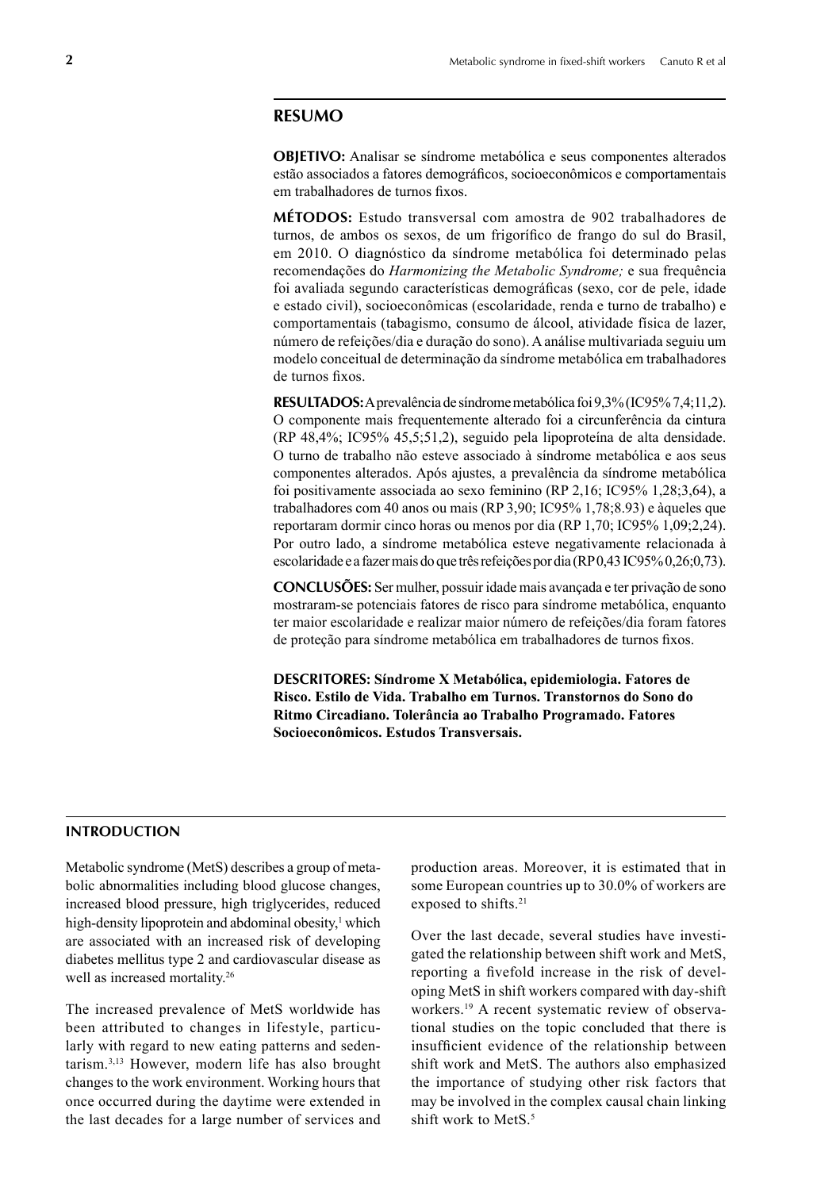## RESUMO

**OBJETIVO:** Analisar se síndrome metabólica e seus componentes alterados estão associados a fatores demográficos, socioeconômicos e comportamentais em trabalhadores de turnos fixos.

**MÉTODOS:** Estudo transversal com amostra de 902 trabalhadores de turnos, de ambos os sexos, de um frigorífico de frango do sul do Brasil, em 2010. O diagnóstico da síndrome metabólica foi determinado pelas recomendações do *Harmonizing the Metabolic Syndrome;* e sua frequência foi avaliada segundo características demográficas (sexo, cor de pele, idade e estado civil), socioeconômicas (escolaridade, renda e turno de trabalho) e comportamentais (tabagismo, consumo de álcool, atividade física de lazer, número de refeições/dia e duração do sono). A análise multivariada seguiu um modelo conceitual de determinação da síndrome metabólica em trabalhadores de turnos fixos.

**RESULTADOS:** A prevalência de síndrome metabólica foi 9,3% (IC95% 7,4;11,2). O componente mais frequentemente alterado foi a circunferência da cintura (RP 48,4%; IC95% 45,5;51,2), seguido pela lipoproteína de alta densidade. O turno de trabalho não esteve associado à síndrome metabólica e aos seus componentes alterados. Após ajustes, a prevalência da síndrome metabólica foi positivamente associada ao sexo feminino (RP 2,16; IC95% 1,28;3,64), a trabalhadores com 40 anos ou mais (RP 3,90; IC95% 1,78;8.93) e àqueles que reportaram dormir cinco horas ou menos por dia (RP 1,70; IC95% 1,09;2,24). Por outro lado, a síndrome metabólica esteve negativamente relacionada à escolaridade e a fazer mais do que três refeições por dia (RP 0,43 IC95% 0,26;0,73).

**CONCLUSÕES:** Ser mulher, possuir idade mais avançada e ter privação de sono mostraram-se potenciais fatores de risco para síndrome metabólica, enquanto ter maior escolaridade e realizar maior número de refeições/dia foram fatores de proteção para síndrome metabólica em trabalhadores de turnos fixos.

**DESCRITORES: Síndrome X Metabólica, epidemiologia. Fatores de Risco. Estilo de Vida. Trabalho em Turnos. Transtornos do Sono do Ritmo Circadiano. Tolerância ao Trabalho Programado. Fatores Socioeconômicos. Estudos Transversais.**

## INTRODUCTION

Metabolic syndrome (MetS) describes a group of metabolic abnormalities including blood glucose changes, increased blood pressure, high triglycerides, reduced high-density lipoprotein and abdominal obesity,[1] which are associated with an increased risk of developing diabetes mellitus type 2 and cardiovascular disease as well as increased mortality.[26]

The increased prevalence of MetS worldwide has been attributed to changes in lifestyle, particularly with regard to new eating patterns and sedentarism.[3,13] However, modern life has also brought changes to the work environment. Working hours that once occurred during the daytime were extended in the last decades for a large number of services and production areas. Moreover, it is estimated that in some European countries up to 30.0% of workers are exposed to shifts.[21]

Over the last decade, several studies have investigated the relationship between shift work and MetS, reporting a fivefold increase in the risk of developing MetS in shift workers compared with day-shift workers.[19] A recent systematic review of observational studies on the topic concluded that there is insufficient evidence of the relationship between shift work and MetS. The authors also emphasized the importance of studying other risk factors that may be involved in the complex causal chain linking shift work to MetS.[5]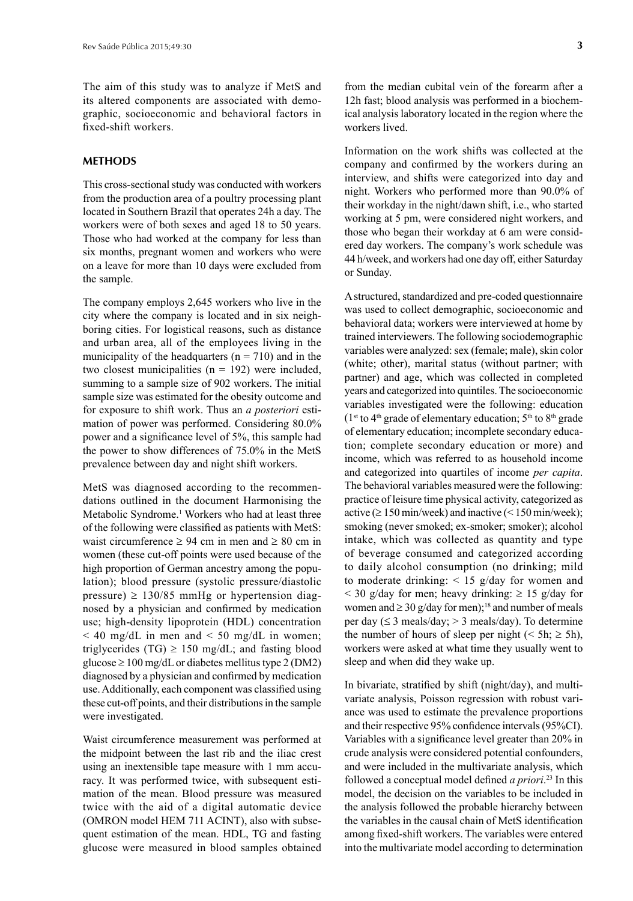The aim of this study was to analyze if MetS and its altered components are associated with demographic, socioeconomic and behavioral factors in fixed-shift workers.

## METHODS

This cross-sectional study was conducted with workers from the production area of a poultry processing plant located in Southern Brazil that operates 24h a day. The workers were of both sexes and aged 18 to 50 years. Those who had worked at the company for less than six months, pregnant women and workers who were on a leave for more than 10 days were excluded from the sample.

The company employs 2,645 workers who live in the city where the company is located and in six neighboring cities. For logistical reasons, such as distance and urban area, all of the employees living in the municipality of the headquarters (n = 710) and in the two closest municipalities (n = 192) were included, summing to a sample size of 902 workers. The initial sample size was estimated for the obesity outcome and for exposure to shift work. Thus an *a posteriori* estimation of power was performed. Considering 80.0% power and a significance level of 5%, this sample had the power to show differences of 75.0% in the MetS prevalence between day and night shift workers.

MetS was diagnosed according to the recommendations outlined in the document Harmonising the Metabolic Syndrome.[1] Workers who had at least three of the following were classified as patients with MetS: waist circumference ≥ 94 cm in men and ≥ 80 cm in women (these cut-off points were used because of the high proportion of German ancestry among the population); blood pressure (systolic pressure/diastolic pressure) ≥ 130/85 mmHg or hypertension diagnosed by a physician and confirmed by medication use; high-density lipoprotein (HDL) concentration < 40 mg/dL in men and < 50 mg/dL in women; triglycerides (TG) ≥ 150 mg/dL; and fasting blood glucose ≥ 100 mg/dL or diabetes mellitus type 2 (DM2) diagnosed by a physician and confirmed by medication use. Additionally, each component was classified using these cut-off points, and their distributions in the sample were investigated.

Waist circumference measurement was performed at the midpoint between the last rib and the iliac crest using an inextensible tape measure with 1 mm accuracy. It was performed twice, with subsequent estimation of the mean. Blood pressure was measured twice with the aid of a digital automatic device (OMRON model HEM 711 ACINT), also with subsequent estimation of the mean. HDL, TG and fasting glucose were measured in blood samples obtained from the median cubital vein of the forearm after a 12h fast; blood analysis was performed in a biochemical analysis laboratory located in the region where the workers lived.

Information on the work shifts was collected at the company and confirmed by the workers during an interview, and shifts were categorized into day and night. Workers who performed more than 90.0% of their workday in the night/dawn shift, i.e., who started working at 5 pm, were considered night workers, and those who began their workday at 6 am were considered day workers. The company's work schedule was 44 h/week, and workers had one day off, either Saturday or Sunday.

A structured, standardized and pre-coded questionnaire was used to collect demographic, socioeconomic and behavioral data; workers were interviewed at home by trained interviewers. The following sociodemographic variables were analyzed: sex (female; male), skin color (white; other), marital status (without partner; with partner) and age, which was collected in completed years and categorized into quintiles. The socioeconomic variables investigated were the following: education (1st to 4th grade of elementary education; 5th to 8th grade of elementary education; incomplete secondary education; complete secondary education or more) and income, which was referred to as household income and categorized into quartiles of income *per capita*. The behavioral variables measured were the following: practice of leisure time physical activity, categorized as active (≥ 150 min/week) and inactive (< 150 min/week); smoking (never smoked; ex-smoker; smoker); alcohol intake, which was collected as quantity and type of beverage consumed and categorized according to daily alcohol consumption (no drinking; mild to moderate drinking: < 15 g/day for women and < 30 g/day for men; heavy drinking: ≥ 15 g/day for women and ≥ 30 g/day for men);[18] and number of meals per day (≤ 3 meals/day; > 3 meals/day). To determine the number of hours of sleep per night (< 5h; ≥ 5h), workers were asked at what time they usually went to sleep and when did they wake up.

In bivariate, stratified by shift (night/day), and multivariate analysis, Poisson regression with robust variance was used to estimate the prevalence proportions and their respective 95% confidence intervals (95%CI). Variables with a significance level greater than 20% in crude analysis were considered potential confounders, and were included in the multivariate analysis, which followed a conceptual model defined *a priori*.[23] In this model, the decision on the variables to be included in the analysis followed the probable hierarchy between the variables in the causal chain of MetS identification among fixed-shift workers. The variables were entered into the multivariate model according to determination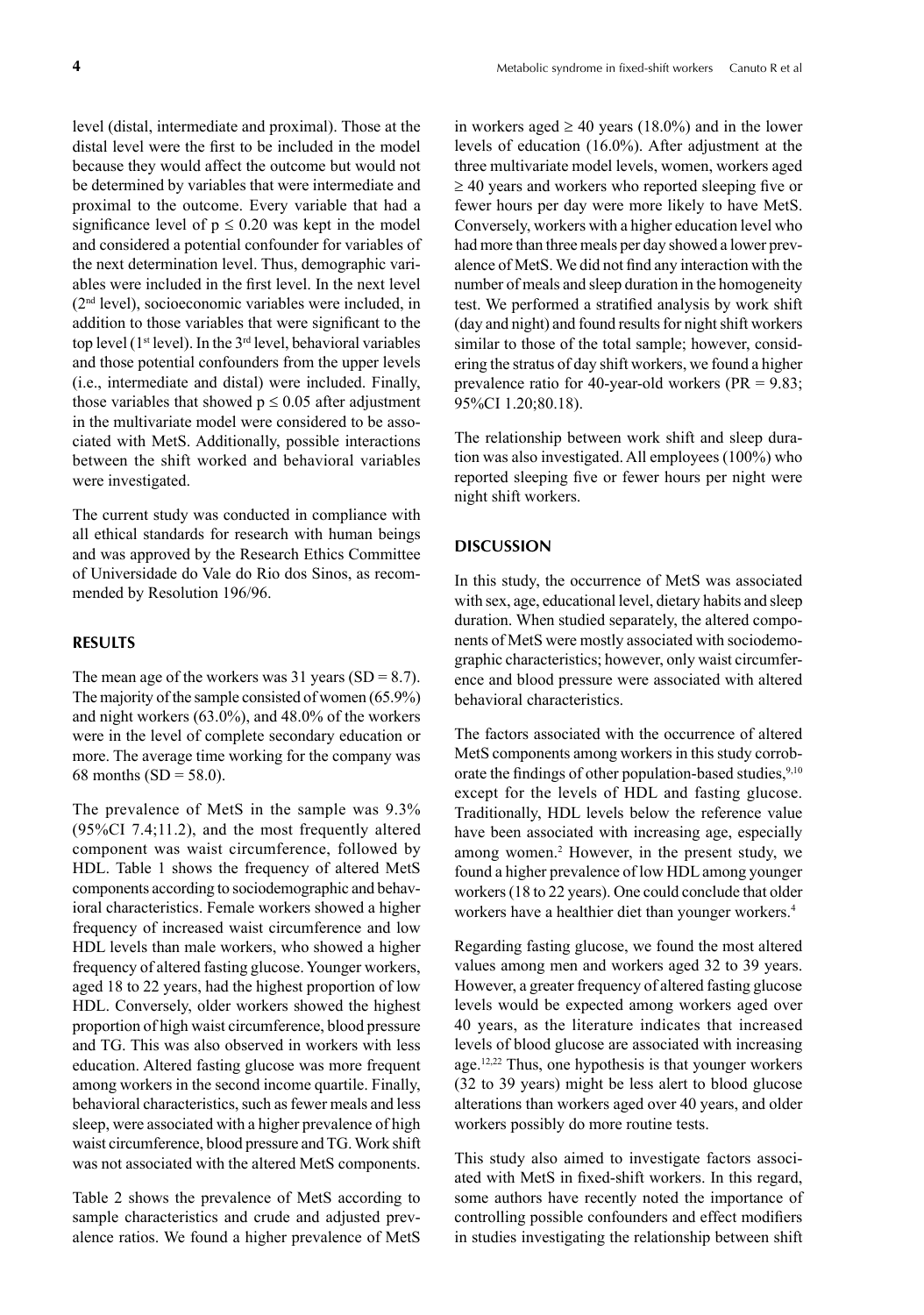level (distal, intermediate and proximal). Those at the distal level were the first to be included in the model because they would affect the outcome but would not be determined by variables that were intermediate and proximal to the outcome. Every variable that had a significance level of $p \leq 0.20$ was kept in the model and considered a potential confounder for variables of the next determination level. Thus, demographic variables were included in the first level. In the next level (2nd level), socioeconomic variables were included, in addition to those variables that were significant to the top level (1st level). In the 3rd level, behavioral variables and those potential confounders from the upper levels (i.e., intermediate and distal) were included. Finally, those variables that showed $p \leq 0.05$ after adjustment in the multivariate model were considered to be associated with MetS. Additionally, possible interactions between the shift worked and behavioral variables were investigated.

The current study was conducted in compliance with all ethical standards for research with human beings and was approved by the Research Ethics Committee of Universidade do Vale do Rio dos Sinos, as recommended by Resolution 196/96.

## RESULTS

The mean age of the workers was 31 years (SD = 8.7). The majority of the sample consisted of women (65.9%) and night workers (63.0%), and 48.0% of the workers were in the level of complete secondary education or more. The average time working for the company was 68 months (SD = 58.0).

The prevalence of MetS in the sample was 9.3% (95%CI 7.4;11.2), and the most frequently altered component was waist circumference, followed by HDL. Table 1 shows the frequency of altered MetS components according to sociodemographic and behavioral characteristics. Female workers showed a higher frequency of increased waist circumference and low HDL levels than male workers, who showed a higher frequency of altered fasting glucose. Younger workers, aged 18 to 22 years, had the highest proportion of low HDL. Conversely, older workers showed the highest proportion of high waist circumference, blood pressure and TG. This was also observed in workers with less education. Altered fasting glucose was more frequent among workers in the second income quartile. Finally, behavioral characteristics, such as fewer meals and less sleep, were associated with a higher prevalence of high waist circumference, blood pressure and TG. Work shift was not associated with the altered MetS components.

Table 2 shows the prevalence of MetS according to sample characteristics and crude and adjusted prevalence ratios. We found a higher prevalence of MetS in workers aged ≥ 40 years (18.0%) and in the lower levels of education (16.0%). After adjustment at the three multivariate model levels, women, workers aged ≥ 40 years and workers who reported sleeping five or fewer hours per day were more likely to have MetS. Conversely, workers with a higher education level who had more than three meals per day showed a lower prevalence of MetS. We did not find any interaction with the number of meals and sleep duration in the homogeneity test. We performed a stratified analysis by work shift (day and night) and found results for night shift workers similar to those of the total sample; however, considering the stratus of day shift workers, we found a higher prevalence ratio for 40-year-old workers (PR = 9.83; 95%CI 1.20;80.18).

The relationship between work shift and sleep duration was also investigated. All employees (100%) who reported sleeping five or fewer hours per night were night shift workers.

## DISCUSSION

In this study, the occurrence of MetS was associated with sex, age, educational level, dietary habits and sleep duration. When studied separately, the altered components of MetS were mostly associated with sociodemographic characteristics; however, only waist circumference and blood pressure were associated with altered behavioral characteristics.

The factors associated with the occurrence of altered MetS components among workers in this study corroborate the findings of other population-based studies,[9,10] except for the levels of HDL and fasting glucose. Traditionally, HDL levels below the reference value have been associated with increasing age, especially among women.[2] However, in the present study, we found a higher prevalence of low HDL among younger workers (18 to 22 years). One could conclude that older workers have a healthier diet than younger workers.[4]

Regarding fasting glucose, we found the most altered values among men and workers aged 32 to 39 years. However, a greater frequency of altered fasting glucose levels would be expected among workers aged over 40 years, as the literature indicates that increased levels of blood glucose are associated with increasing age.[12,22] Thus, one hypothesis is that younger workers (32 to 39 years) might be less alert to blood glucose alterations than workers aged over 40 years, and older workers possibly do more routine tests.

This study also aimed to investigate factors associated with MetS in fixed-shift workers. In this regard, some authors have recently noted the importance of controlling possible confounders and effect modifiers in studies investigating the relationship between shift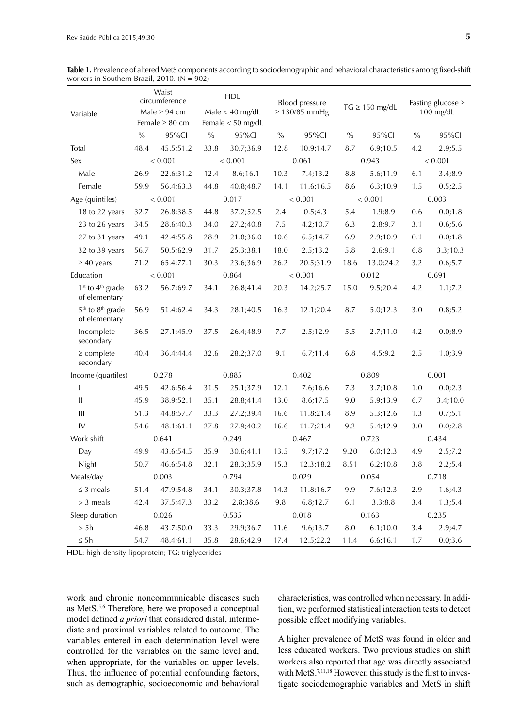**Table 1.** Prevalence of altered MetS components according to sociodemographic and behavioral characteristics among fixed-shift workers in Southern Brazil, 2010. (N = 902)

| Variable | Waist circumference Male ≥ 94 cm Female ≥ 80 cm | | HDL Male < 40 mg/dL Female < 50 mg/dL | | Blood pressure ≥ 130/85 mmHg | | TG ≥ 150 mg/dL | | Fasting glucose ≥ 100 mg/dL | |
|---|---|---|---|---|---|---|---|---|---|---|
| | % | 95%CI | % | 95%CI | % | 95%CI | % | 95%CI | % | 95%CI |
| Total | 48.4 | 45.5;51.2 | 33.8 | 30.7;36.9 | 12.8 | 10.9;14.7 | 8.7 | 6.9;10.5 | 4.2 | 2.9;5.5 |
| Sex | < 0.001 | | < 0.001 | | 0.061 | | 0.943 | | < 0.001 | |
| Male | 26.9 | 22.6;31.2 | 12.4 | 8.6;16.1 | 10.3 | 7.4;13.2 | 8.8 | 5.6;11.9 | 6.1 | 3.4;8.9 |
| Female | 59.9 | 56.4;63.3 | 44.8 | 40.8;48.7 | 14.1 | 11.6;16.5 | 8.6 | 6.3;10.9 | 1.5 | 0.5;2.5 |
| Age (quintiles) | < 0.001 | | 0.017 | | < 0.001 | | < 0.001 | | 0.003 | |
| 18 to 22 years | 32.7 | 26.8;38.5 | 44.8 | 37.2;52.5 | 2.4 | 0.5;4.3 | 5.4 | 1.9;8.9 | 0.6 | 0.0;1.8 |
| 23 to 26 years | 34.5 | 28.6;40.3 | 34.0 | 27.2;40.8 | 7.5 | 4.2;10.7 | 6.3 | 2.8;9.7 | 3.1 | 0.6;5.6 |
| 27 to 31 years | 49.1 | 42.4;55.8 | 28.9 | 21.8;36.0 | 10.6 | 6.5;14.7 | 6.9 | 2.9;10.9 | 0.1 | 0.0;1.8 |
| 32 to 39 years | 56.7 | 50.5;62.9 | 31.7 | 25.3;38.1 | 18.0 | 2.5;13.2 | 5.8 | 2.6;9.1 | 6.8 | 3.3;10.3 |
| ≥ 40 years | 71.2 | 65.4;77.1 | 30.3 | 23.6;36.9 | 26.2 | 20.5;31.9 | 18.6 | 13.0;24.2 | 3.2 | 0.6;5.7 |
| Education | < 0.001 | | 0.864 | | < 0.001 | | 0.012 | | 0.691 | |
| 1st to 4th grade of elementary | 63.2 | 56.7;69.7 | 34.1 | 26.8;41.4 | 20.3 | 14.2;25.7 | 15.0 | 9.5;20.4 | 4.2 | 1.1;7.2 |
| 5th to 8th grade of elementary | 56.9 | 51.4;62.4 | 34.3 | 28.1;40.5 | 16.3 | 12.1;20.4 | 8.7 | 5.0;12.3 | 3.0 | 0.8;5.2 |
| Incomplete secondary | 36.5 | 27.1;45.9 | 37.5 | 26.4;48.9 | 7.7 | 2.5;12.9 | 5.5 | 2.7;11.0 | 4.2 | 0.0;8.9 |
| ≥ complete secondary | 40.4 | 36.4;44.4 | 32.6 | 28.2;37.0 | 9.1 | 6.7;11.4 | 6.8 | 4.5;9.2 | 2.5 | 1.0;3.9 |
| Income (quartiles) | 0.278 | | 0.885 | | 0.402 | | 0.809 | | 0.001 | |
| I | 49.5 | 42.6;56.4 | 31.5 | 25.1;37.9 | 12.1 | 7.6;16.6 | 7.3 | 3.7;10.8 | 1.0 | 0.0;2.3 |
| II | 45.9 | 38.9;52.1 | 35.1 | 28.8;41.4 | 13.0 | 8.6;17.5 | 9.0 | 5.9;13.9 | 6.7 | 3.4;10.0 |
| III | 51.3 | 44.8;57.7 | 33.3 | 27.2;39.4 | 16.6 | 11.8;21.4 | 8.9 | 5.3;12.6 | 1.3 | 0.7;5.1 |
| IV | 54.6 | 48.1;61.1 | 27.8 | 27.9;40.2 | 16.6 | 11.7;21.4 | 9.2 | 5.4;12.9 | 3.0 | 0.0;2.8 |
| Work shift | 0.641 | | 0.249 | | 0.467 | | 0.723 | | 0.434 | |
| Day | 49.9 | 43.6;54.5 | 35.9 | 30.6;41.1 | 13.5 | 9.7;17.2 | 9.20 | 6.0;12.3 | 4.9 | 2.5;7.2 |
| Night | 50.7 | 46.6;54.8 | 32.1 | 28.3;35.9 | 15.3 | 12.3;18.2 | 8.51 | 6.2;10.8 | 3.8 | 2.2;5.4 |
| Meals/day | 0.003 | | 0.794 | | 0.029 | | 0.054 | | 0.718 | |
| ≤ 3 meals | 51.4 | 47.9;54.8 | 34.1 | 30.3;37.8 | 14.3 | 11.8;16.7 | 9.9 | 7.6;12.3 | 2.9 | 1.6;4.3 |
| > 3 meals | 42.4 | 37.5;47.3 | 33.2 | 2.8;38.6 | 9.8 | 6.8;12.7 | 6.1 | 3.3;8.8 | 3.4 | 1.3;5.4 |
| Sleep duration | 0.026 | | 0.535 | | 0.018 | | 0.163 | | 0.235 | |
| > 5h | 46.8 | 43.7;50.0 | 33.3 | 29.9;36.7 | 11.6 | 9.6;13.7 | 8.0 | 6.1;10.0 | 3.4 | 2.9;4.7 |
| ≤ 5h | 54.7 | 48.4;61.1 | 35.8 | 28.6;42.9 | 17.4 | 12.5;22.2 | 11.4 | 6.6;16.1 | 1.7 | 0.0;3.6 |

HDL: high-density lipoprotein; TG: triglycerides

work and chronic noncommunicable diseases such as MetS.[5,6] Therefore, here we proposed a conceptual model defined *a priori* that considered distal, intermediate and proximal variables related to outcome. The variables entered in each determination level were controlled for the variables on the same level and, when appropriate, for the variables on upper levels. Thus, the influence of potential confounding factors, such as demographic, socioeconomic and behavioral characteristics, was controlled when necessary. In addition, we performed statistical interaction tests to detect possible effect modifying variables.

A higher prevalence of MetS was found in older and less educated workers. Two previous studies on shift workers also reported that age was directly associated with MetS.[7,11,18] However, this study is the first to investigate sociodemographic variables and MetS in shift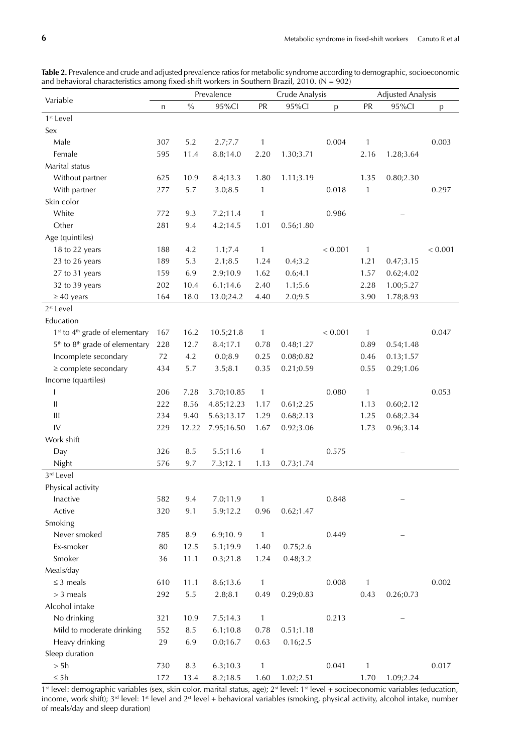**Table 2.** Prevalence and crude and adjusted prevalence ratios for metabolic syndrome according to demographic, socioeconomic and behavioral characteristics among fixed-shift workers in Southern Brazil, 2010. (N = 902)

| Variable | Prevalence | | | Crude Analysis | | | Adjusted Analysis | | |
|---|---|---|---|---|---|---|---|---|---|
| | n | % | 95%CI | PR | 95%CI | p | PR | 95%CI | p |
| 1st Level | | | | | | | | | |
| Sex | | | | | | | | | |
| Male | 307 | 5.2 | 2.7;7.7 | 1 | | 0.004 | 1 | | 0.003 |
| Female | 595 | 11.4 | 8.8;14.0 | 2.20 | 1.30;3.71 | | 2.16 | 1.28;3.64 | |
| Marital status | | | | | | | | | |
| Without partner | 625 | 10.9 | 8.4;13.3 | 1.80 | 1.11;3.19 | | 1.35 | 0.80;2.30 | |
| With partner | 277 | 5.7 | 3.0;8.5 | 1 | | 0.018 | 1 | | 0.297 |
| Skin color | | | | | | | | | |
| White | 772 | 9.3 | 7.2;11.4 | 1 | | 0.986 | | – | |
| Other | 281 | 9.4 | 4.2;14.5 | 1.01 | 0.56;1.80 | | | | |
| Age (quintiles) | | | | | | | | | |
| 18 to 22 years | 188 | 4.2 | 1.1;7.4 | 1 | | < 0.001 | 1 | | < 0.001 |
| 23 to 26 years | 189 | 5.3 | 2.1;8.5 | 1.24 | 0.4;3.2 | | 1.21 | 0.47;3.15 | |
| 27 to 31 years | 159 | 6.9 | 2.9;10.9 | 1.62 | 0.6;4.1 | | 1.57 | 0.62;4.02 | |
| 32 to 39 years | 202 | 10.4 | 6.1;14.6 | 2.40 | 1.1;5.6 | | 2.28 | 1.00;5.27 | |
| ≥ 40 years | 164 | 18.0 | 13.0;24.2 | 4.40 | 2.0;9.5 | | 3.90 | 1.78;8.93 | |
| 2st Level | | | | | | | | | |
| Education | | | | | | | | | |
| 1st to 4th grade of elementary | 167 | 16.2 | 10.5;21.8 | 1 | | < 0.001 | 1 | | 0.047 |
| 5th to 8th grade of elementary | 228 | 12.7 | 8.4;17.1 | 0.78 | 0.48;1.27 | | 0.89 | 0.54;1.48 | |
| Incomplete secondary | 72 | 4.2 | 0.0;8.9 | 0.25 | 0.08;0.82 | | 0.46 | 0.13;1.57 | |
| ≥ complete secondary | 434 | 5.7 | 3.5;8.1 | 0.35 | 0.21;0.59 | | 0.55 | 0.29;1.06 | |
| Income (quartiles) | | | | | | | | | |
| I | 206 | 7.28 | 3.70;10.85 | 1 | | 0.080 | 1 | | 0.053 |
| II | 222 | 8.56 | 4.85;12.23 | 1.17 | 0.61;2.25 | | 1.13 | 0.60;2.12 | |
| III | 234 | 9.40 | 5.63;13.17 | 1.29 | 0.68;2.13 | | 1.25 | 0.68;2.34 | |
| IV | 229 | 12.22 | 7.95;16.50 | 1.67 | 0.92;3.06 | | 1.73 | 0.96;3.14 | |
| Work shift | | | | | | | | | |
| Day | 326 | 8.5 | 5.5;11.6 | 1 | | 0.575 | | – | |
| Night | 576 | 9.7 | 7.3;12. 1 | 1.13 | 0.73;1.74 | | | | |
| 3rd Level | | | | | | | | | |
| Physical activity | | | | | | | | | |
| Inactive | 582 | 9.4 | 7.0;11.9 | 1 | | 0.848 | | – | |
| Active | 320 | 9.1 | 5.9;12.2 | 0.96 | 0.62;1.47 | | | | |
| Smoking | | | | | | | | | |
| Never smoked | 785 | 8.9 | 6.9;10. 9 | 1 | | 0.449 | | – | |
| Ex-smoker | 80 | 12.5 | 5.1;19.9 | 1.40 | 0.75;2.6 | | | | |
| Smoker | 36 | 11.1 | 0.3;21.8 | 1.24 | 0.48;3.2 | | | | |
| Meals/day | | | | | | | | | |
| ≤ 3 meals | 610 | 11.1 | 8.6;13.6 | 1 | | 0.008 | 1 | | 0.002 |
| > 3 meals | 292 | 5.5 | 2.8;8.1 | 0.49 | 0.29;0.83 | | 0.43 | 0.26;0.73 | |
| Alcohol intake | | | | | | | | | |
| No drinking | 321 | 10.9 | 7.5;14.3 | 1 | | 0.213 | | – | |
| Mild to moderate drinking | 552 | 8.5 | 6.1;10.8 | 0.78 | 0.51;1.18 | | | | |
| Heavy drinking | 29 | 6.9 | 0.0;16.7 | 0.63 | 0.16;2.5 | | | | |
| Sleep duration | | | | | | | | | |
| > 5h | 730 | 8.3 | 6.3;10.3 | 1 | | 0.041 | 1 | | 0.017 |
| ≤ 5h | 172 | 13.4 | 8.2;18.5 | 1.60 | 1.02;2.51 | | 1.70 | 1.09;2.24 | |

1st level: demographic variables (sex, skin color, marital status, age); 2st level: 1st level + socioeconomic variables (education, income, work shift); 3rd level: 1st level and 2st level + behavioral variables (smoking, physical activity, alcohol intake, number of meals/day and sleep duration)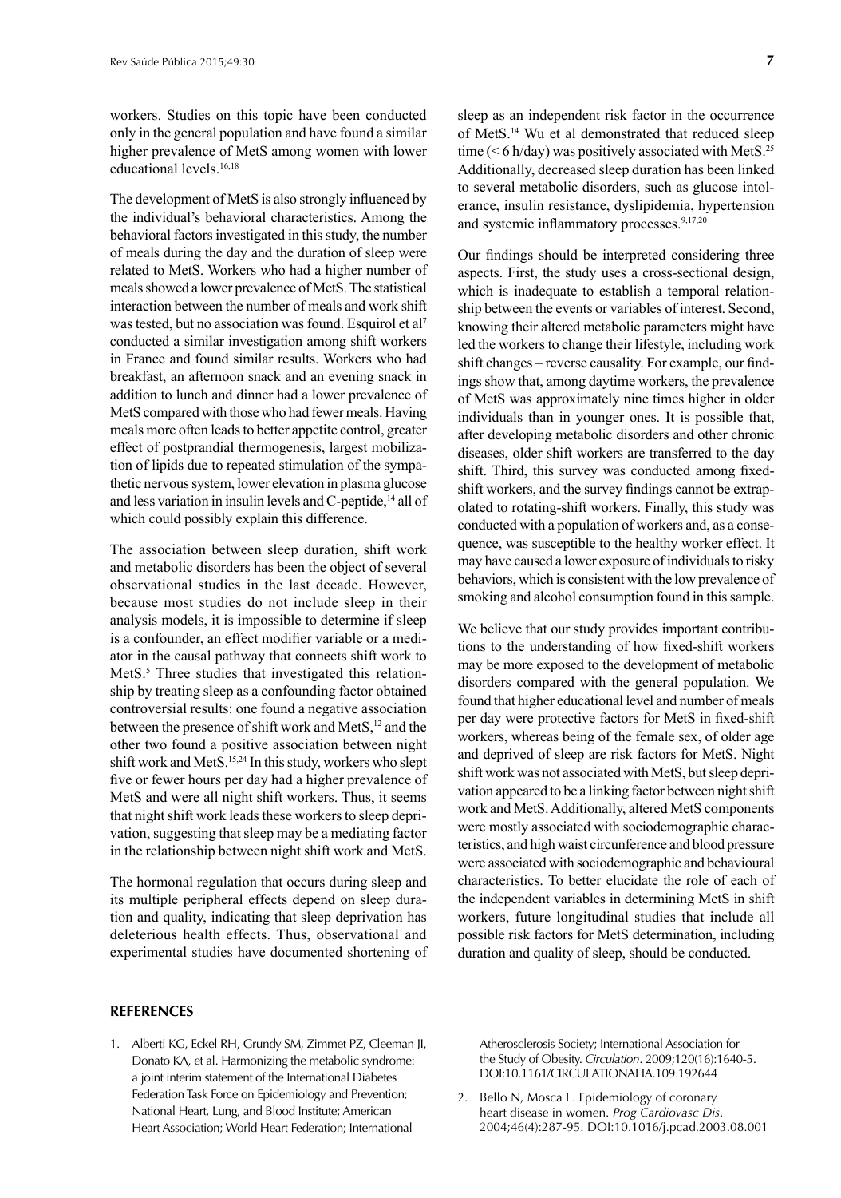workers. Studies on this topic have been conducted only in the general population and have found a similar higher prevalence of MetS among women with lower educational levels.[16,18]

The development of MetS is also strongly influenced by the individual's behavioral characteristics. Among the behavioral factors investigated in this study, the number of meals during the day and the duration of sleep were related to MetS. Workers who had a higher number of meals showed a lower prevalence of MetS. The statistical interaction between the number of meals and work shift was tested, but no association was found. Esquirol et al[7] conducted a similar investigation among shift workers in France and found similar results. Workers who had breakfast, an afternoon snack and an evening snack in addition to lunch and dinner had a lower prevalence of MetS compared with those who had fewer meals. Having meals more often leads to better appetite control, greater effect of postprandial thermogenesis, largest mobilization of lipids due to repeated stimulation of the sympathetic nervous system, lower elevation in plasma glucose and less variation in insulin levels and C-peptide,[14] all of which could possibly explain this difference.

The association between sleep duration, shift work and metabolic disorders has been the object of several observational studies in the last decade. However, because most studies do not include sleep in their analysis models, it is impossible to determine if sleep is a confounder, an effect modifier variable or a mediator in the causal pathway that connects shift work to MetS.[5] Three studies that investigated this relationship by treating sleep as a confounding factor obtained controversial results: one found a negative association between the presence of shift work and MetS,[12] and the other two found a positive association between night shift work and MetS.[15,24] In this study, workers who slept five or fewer hours per day had a higher prevalence of MetS and were all night shift workers. Thus, it seems that night shift work leads these workers to sleep deprivation, suggesting that sleep may be a mediating factor in the relationship between night shift work and MetS.

The hormonal regulation that occurs during sleep and its multiple peripheral effects depend on sleep duration and quality, indicating that sleep deprivation has deleterious health effects. Thus, observational and experimental studies have documented shortening of sleep as an independent risk factor in the occurrence of MetS.[14] Wu et al demonstrated that reduced sleep time (< 6 h/day) was positively associated with MetS.[25] Additionally, decreased sleep duration has been linked to several metabolic disorders, such as glucose intolerance, insulin resistance, dyslipidemia, hypertension and systemic inflammatory processes.[9,17,20]

Our findings should be interpreted considering three aspects. First, the study uses a cross-sectional design, which is inadequate to establish a temporal relationship between the events or variables of interest. Second, knowing their altered metabolic parameters might have led the workers to change their lifestyle, including work shift changes – reverse causality. For example, our findings show that, among daytime workers, the prevalence of MetS was approximately nine times higher in older individuals than in younger ones. It is possible that, after developing metabolic disorders and other chronic diseases, older shift workers are transferred to the day shift. Third, this survey was conducted among fixed-shift workers, and the survey findings cannot be extrapolated to rotating-shift workers. Finally, this study was conducted with a population of workers and, as a consequence, was susceptible to the healthy worker effect. It may have caused a lower exposure of individuals to risky behaviors, which is consistent with the low prevalence of smoking and alcohol consumption found in this sample.

We believe that our study provides important contributions to the understanding of how fixed-shift workers may be more exposed to the development of metabolic disorders compared with the general population. We found that higher educational level and number of meals per day were protective factors for MetS in fixed-shift workers, whereas being of the female sex, of older age and deprived of sleep are risk factors for MetS. Night shift work was not associated with MetS, but sleep deprivation appeared to be a linking factor between night shift work and MetS. Additionally, altered MetS components were mostly associated with sociodemographic characteristics, and high waist circumference and blood pressure were associated with sociodemographic and behavioural characteristics. To better elucidate the role of each of the independent variables in determining MetS in shift workers, future longitudinal studies that include all possible risk factors for MetS determination, including duration and quality of sleep, should be conducted.

## REFERENCES

1. Alberti KG, Eckel RH, Grundy SM, Zimmet PZ, Cleeman JI, Donato KA, et al. Harmonizing the metabolic syndrome: a joint interim statement of the International Diabetes Federation Task Force on Epidemiology and Prevention; National Heart, Lung, and Blood Institute; American Heart Association; World Heart Federation; International Atherosclerosis Society; International Association for the Study of Obesity. *Circulation*. 2009;120(16):1640-5. DOI:10.1161/CIRCULATIONAHA.109.192644
2. Bello N, Mosca L. Epidemiology of coronary heart disease in women. *Prog Cardiovasc Dis*. 2004;46(4):287-95. DOI:10.1016/j.pcad.2003.08.001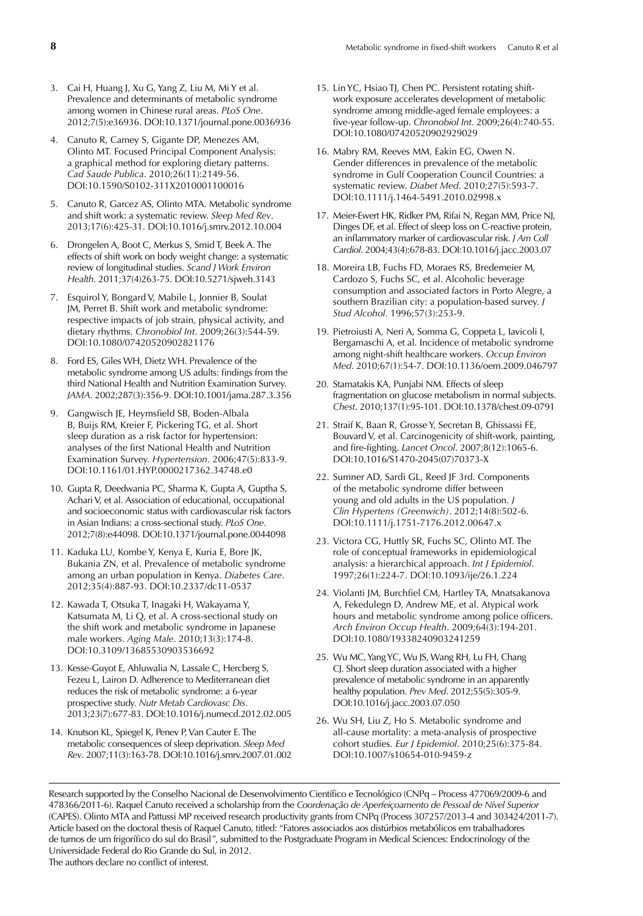3. Cai H, Huang J, Xu G, Yang Z, Liu M, Mi Y et al. Prevalence and determinants of metabolic syndrome among women in Chinese rural areas. *PLoS One*. 2012;7(5):e36936. DOI:10.1371/journal.pone.0036936

4. Canuto R, Camey S, Gigante DP, Menezes AM, Olinto MT. Focused Principal Component Analysis: a graphical method for exploring dietary patterns. *Cad Saude Publica*. 2010;26(11):2149-56. DOI:10.1590/S0102-311X2010001100016

5. Canuto R, Garcez AS, Olinto MTA. Metabolic syndrome and shift work: a systematic review. *Sleep Med Rev*. 2013;17(6):425-31. DOI:10.1016/j.smrv.2012.10.004

6. Drongelen A, Boot C, Merkus S, Smid T, Beek A. The effects of shift work on body weight change: a systematic review of longitudinal studies. *Scand J Work Environ Health*. 2011;37(4)263-75. DOI:10.5271/sjweh.3143

7. Esquirol Y, Bongard V, Mabile L, Jonnier B, Soulat JM, Perret B. Shift work and metabolic syndrome: respective impacts of job strain, physical activity, and dietary rhythms. *Chronobiol Int*. 2009;26(3):544-59. DOI:10.1080/07420520902821176

8. Ford ES, Giles WH, Dietz WH. Prevalence of the metabolic syndrome among US adults: findings from the third National Health and Nutrition Examination Survey. *JAMA*. 2002;287(3):356-9. DOI:10.1001/jama.287.3.356

9. Gangwisch JE, Heymsfield SB, Boden-Albala B, Buijs RM, Kreier F, Pickering TG, et al. Short sleep duration as a risk factor for hypertension: analyses of the first National Health and Nutrition Examination Survey. *Hypertension*. 2006;47(5):833-9. DOI:10.1161/01.HYP.0000217362.34748.e0

10. Gupta R, Deedwania PC, Sharma K, Gupta A, Guptha S, Achari V, et al. Association of educational, occupational and socioeconomic status with cardiovascular risk factors in Asian Indians: a cross-sectional study. *PLoS One*. 2012;7(8):e44098. DOI:10.1371/journal.pone.0044098

11. Kaduka LU, Kombe Y, Kenya E, Kuria E, Bore JK, Bukania ZN, et al. Prevalence of metabolic syndrome among an urban population in Kenya. *Diabetes Care*. 2012;35(4):887-93. DOI:10.2337/dc11-0537

12. Kawada T, Otsuka T, Inagaki H, Wakayama Y, Katsumata M, Li Q, et al. A cross-sectional study on the shift work and metabolic syndrome in Japanese male workers. *Aging Male*. 2010;13(3):174-8. DOI:10.3109/13685530903536692

13. Kesse-Guyot E, Ahluwalia N, Lassale C, Hercberg S, Fezeu L, Lairon D. Adherence to Mediterranean diet reduces the risk of metabolic syndrome: a 6-year prospective study. *Nutr Metab Cardiovasc Dis*. 2013;23(7):677-83. DOI:10.1016/j.numecd.2012.02.005

14. Knutson KL, Spiegel K, Penev P, Van Cauter E. The metabolic consequences of sleep deprivation. *Sleep Med Rev*. 2007;11(3):163-78. DOI:10.1016/j.smrv.2007.01.002

15. Lin YC, Hsiao TJ, Chen PC. Persistent rotating shift-work exposure accelerates development of metabolic syndrome among middle-aged female employees: a five-year follow-up. *Chronobiol Int*. 2009;26(4):740-55. DOI:10.1080/07420520902929029

16. Mabry RM, Reeves MM, Eakin EG, Owen N. Gender differences in prevalence of the metabolic syndrome in Gulf Cooperation Council Countries: a systematic review. *Diabet Med*. 2010;27(5):593-7. DOI:10.1111/j.1464-5491.2010.02998.x

17. Meier-Ewert HK, Ridker PM, Rifai N, Regan MM, Price NJ, Dinges DF, et al. Effect of sleep loss on C-reactive protein, an inflammatory marker of cardiovascular risk. *J Am Coll Cardiol*. 2004;43(4):678-83. DOI:10.1016/j.jacc.2003.07

18. Moreira LB, Fuchs FD, Moraes RS, Bredemeier M, Cardozo S, Fuchs SC, et al. Alcoholic beverage consumption and associated factors in Porto Alegre, a southern Brazilian city: a population-based survey. *J Stud Alcohol*. 1996;57(3):253-9.

19. Pietroiusti A, Neri A, Somma G, Coppeta L, Iavicoli I, Bergamaschi A, et al. Incidence of metabolic syndrome among night-shift healthcare workers. *Occup Environ Med*. 2010;67(1):54-7. DOI:10.1136/oem.2009.046797

20. Stamatakis KA, Punjabi NM. Effects of sleep fragmentation on glucose metabolism in normal subjects. *Chest*. 2010;137(1):95-101. DOI:10.1378/chest.09-0791

21. Straif K, Baan R, Grosse Y, Secretan B, Ghissassi FE, Bouvard V, et al. Carcinogenicity of shift-work, painting, and fire-fighting. *Lancet Oncol*. 2007;8(12):1065-6. DOI:10.1016/S1470-2045(07)70373-X

22. Sumner AD, Sardi GL, Reed JF 3rd. Components of the metabolic syndrome differ between young and old adults in the US population. *J Clin Hypertens (Greenwich)*. 2012;14(8):502-6. DOI:10.1111/j.1751-7176.2012.00647.x

23. Victora CG, Huttly SR, Fuchs SC, Olinto MT. The role of conceptual frameworks in epidemiological analysis: a hierarchical approach. *Int J Epidemiol*. 1997;26(1):224-7. DOI:10.1093/ije/26.1.224

24. Violanti JM, Burchfiel CM, Hartley TA, Mnatsakanova A, Fekedulegn D, Andrew ME, et al. Atypical work hours and metabolic syndrome among police officers. *Arch Environ Occup Health*. 2009;64(3):194-201. DOI:10.1080/19338240903241259

25. Wu MC, Yang YC, Wu JS, Wang RH, Lu FH, Chang CJ. Short sleep duration associated with a higher prevalence of metabolic syndrome in an apparently healthy population. *Prev Med*. 2012;55(5):305-9. DOI:10.1016/j.jacc.2003.07.050

26. Wu SH, Liu Z, Ho S. Metabolic syndrome and all-cause mortality: a meta-analysis of prospective cohort studies. *Eur J Epidemiol*. 2010;25(6):375-84. DOI:10.1007/s10654-010-9459-z

---

Research supported by the Conselho Nacional de Desenvolvimento Científico e Tecnológico (CNPq – Process 477069/2009-6 and 478366/2011-6). Raquel Canuto received a scholarship from the *Coordenação de Aperfeiçoamento de Pessoal de Nível Superior* (CAPES). Olinto MTA and Pattussi MP received research productivity grants from CNPq (Process 307257/2013-4 and 303424/2011-7). Article based on the doctoral thesis of Raquel Canuto, titled: "Fatores associados aos distúrbios metabólicos em trabalhadores de turnos de um frigorífico do sul do Brasil", submitted to the Postgraduate Program in Medical Sciences: Endocrinology of the Universidade Federal do Rio Grande do Sul, in 2012.
The authors declare no conflict of interest.